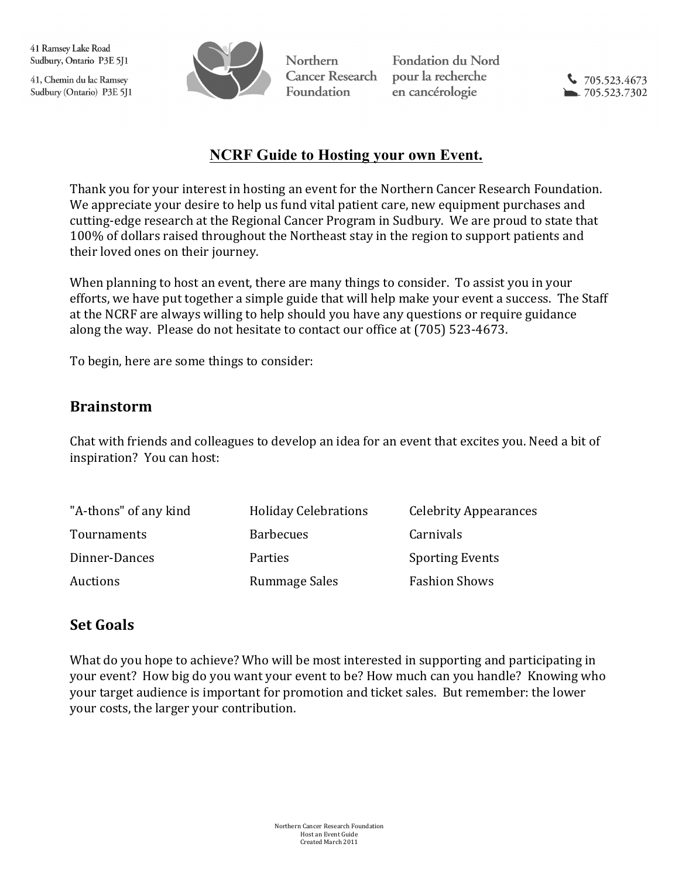41 Ramsey Lake Road
Sudbury, Ontario P3E 5J1

41, Chemin du lac Ramsey
Sudbury (Ontario) P3E 5J1

Northern Cancer Research Foundation

Fondation du Nord pour la recherche en cancérologie

705.523.4673
705.523.7302

# NCRF Guide to Hosting your own Event.

Thank you for your interest in hosting an event for the Northern Cancer Research Foundation. We appreciate your desire to help us fund vital patient care, new equipment purchases and cutting-edge research at the Regional Cancer Program in Sudbury. We are proud to state that 100% of dollars raised throughout the Northeast stay in the region to support patients and their loved ones on their journey.

When planning to host an event, there are many things to consider. To assist you in your efforts, we have put together a simple guide that will help make your event a success. The Staff at the NCRF are always willing to help should you have any questions or require guidance along the way. Please do not hesitate to contact our office at (705) 523-4673.

To begin, here are some things to consider:

## Brainstorm

Chat with friends and colleagues to develop an idea for an event that excites you. Need a bit of inspiration? You can host:

| | | |
|---|---|---|
| "A-thons" of any kind | Holiday Celebrations | Celebrity Appearances |
| Tournaments | Barbecues | Carnivals |
| Dinner-Dances | Parties | Sporting Events |
| Auctions | Rummage Sales | Fashion Shows |

## Set Goals

What do you hope to achieve? Who will be most interested in supporting and participating in your event? How big do you want your event to be? How much can you handle? Knowing who your target audience is important for promotion and ticket sales. But remember: the lower your costs, the larger your contribution.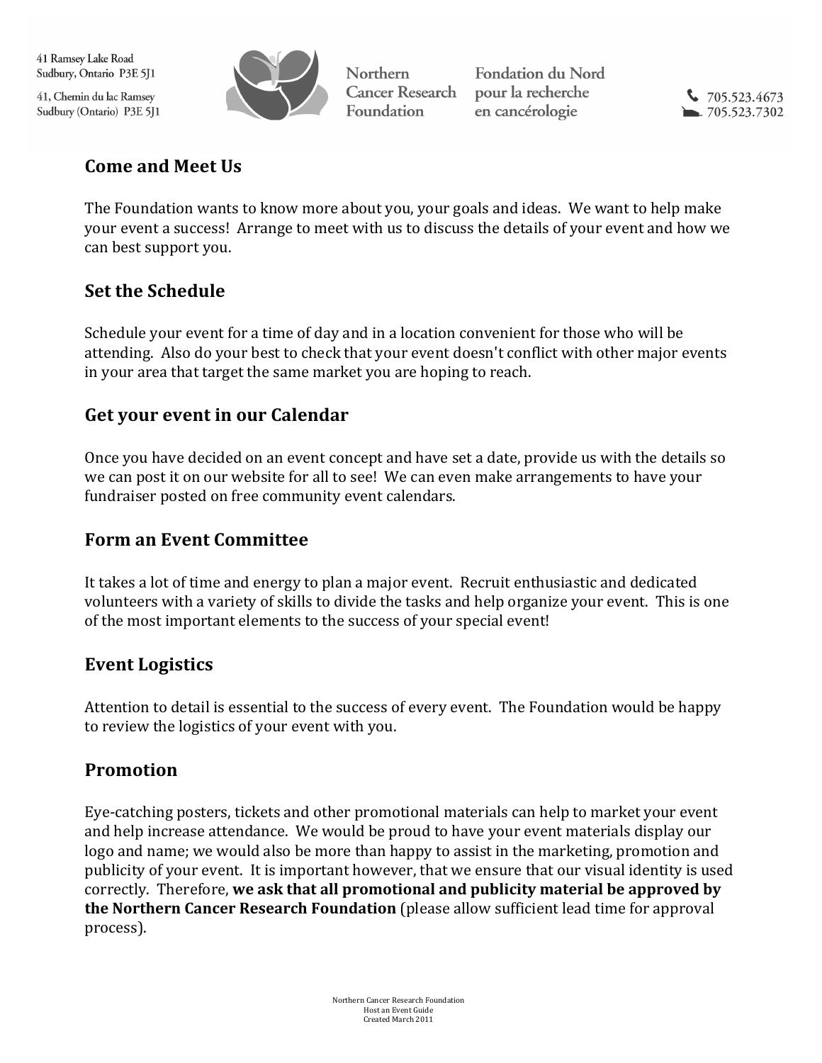## Come and Meet Us

The Foundation wants to know more about you, your goals and ideas. We want to help make your event a success! Arrange to meet with us to discuss the details of your event and how we can best support you.

## Set the Schedule

Schedule your event for a time of day and in a location convenient for those who will be attending. Also do your best to check that your event doesn't conflict with other major events in your area that target the same market you are hoping to reach.

## Get your event in our Calendar

Once you have decided on an event concept and have set a date, provide us with the details so we can post it on our website for all to see! We can even make arrangements to have your fundraiser posted on free community event calendars.

## Form an Event Committee

It takes a lot of time and energy to plan a major event. Recruit enthusiastic and dedicated volunteers with a variety of skills to divide the tasks and help organize your event. This is one of the most important elements to the success of your special event!

## Event Logistics

Attention to detail is essential to the success of every event. The Foundation would be happy to review the logistics of your event with you.

## Promotion

Eye-catching posters, tickets and other promotional materials can help to market your event and help increase attendance. We would be proud to have your event materials display our logo and name; we would also be more than happy to assist in the marketing, promotion and publicity of your event. It is important however, that we ensure that our visual identity is used correctly. Therefore, **we ask that all promotional and publicity material be approved by the Northern Cancer Research Foundation** (please allow sufficient lead time for approval process).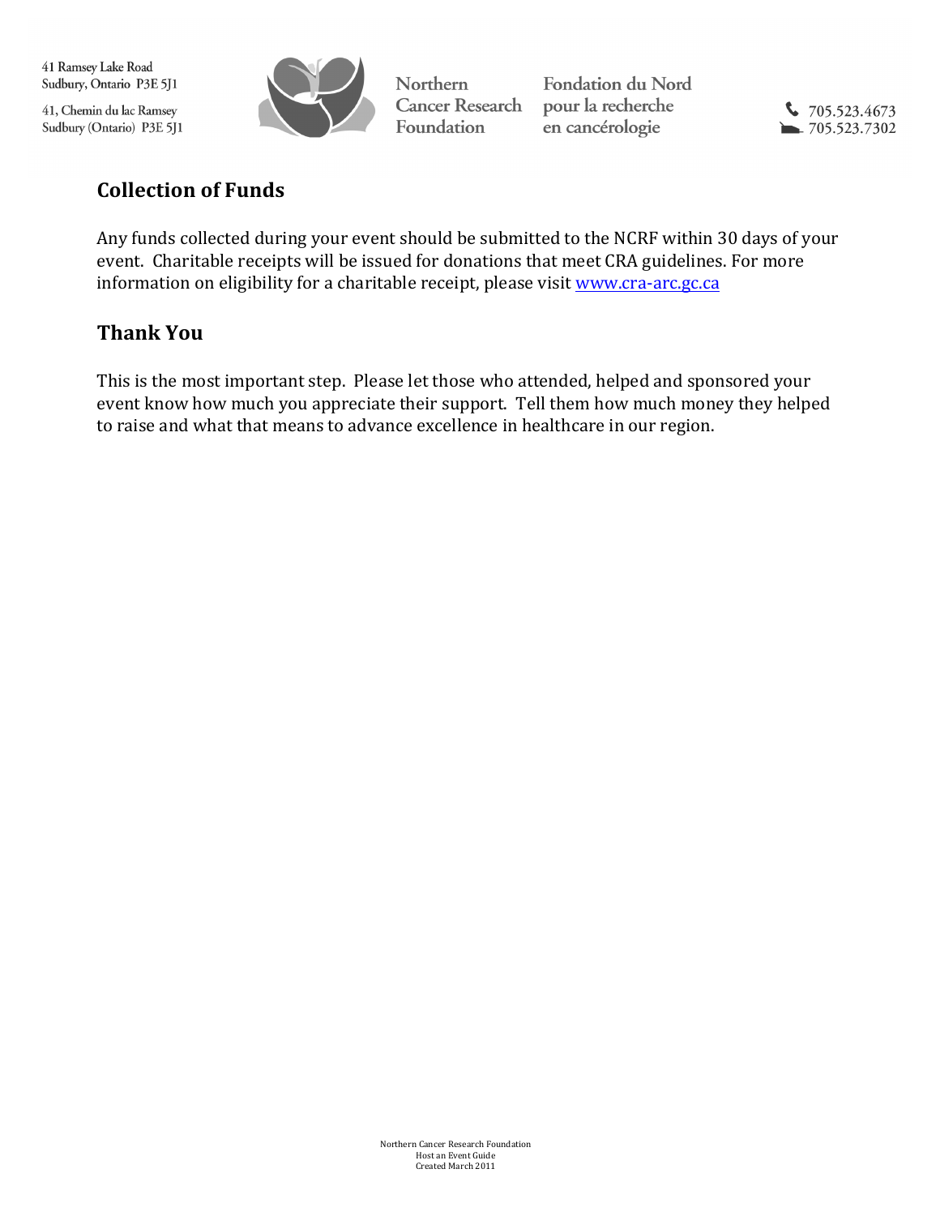## Collection of Funds

Any funds collected during your event should be submitted to the NCRF within 30 days of your event. Charitable receipts will be issued for donations that meet CRA guidelines. For more information on eligibility for a charitable receipt, please visit www.cra-arc.gc.ca

## Thank You

This is the most important step. Please let those who attended, helped and sponsored your event know how much you appreciate their support. Tell them how much money they helped to raise and what that means to advance excellence in healthcare in our region.